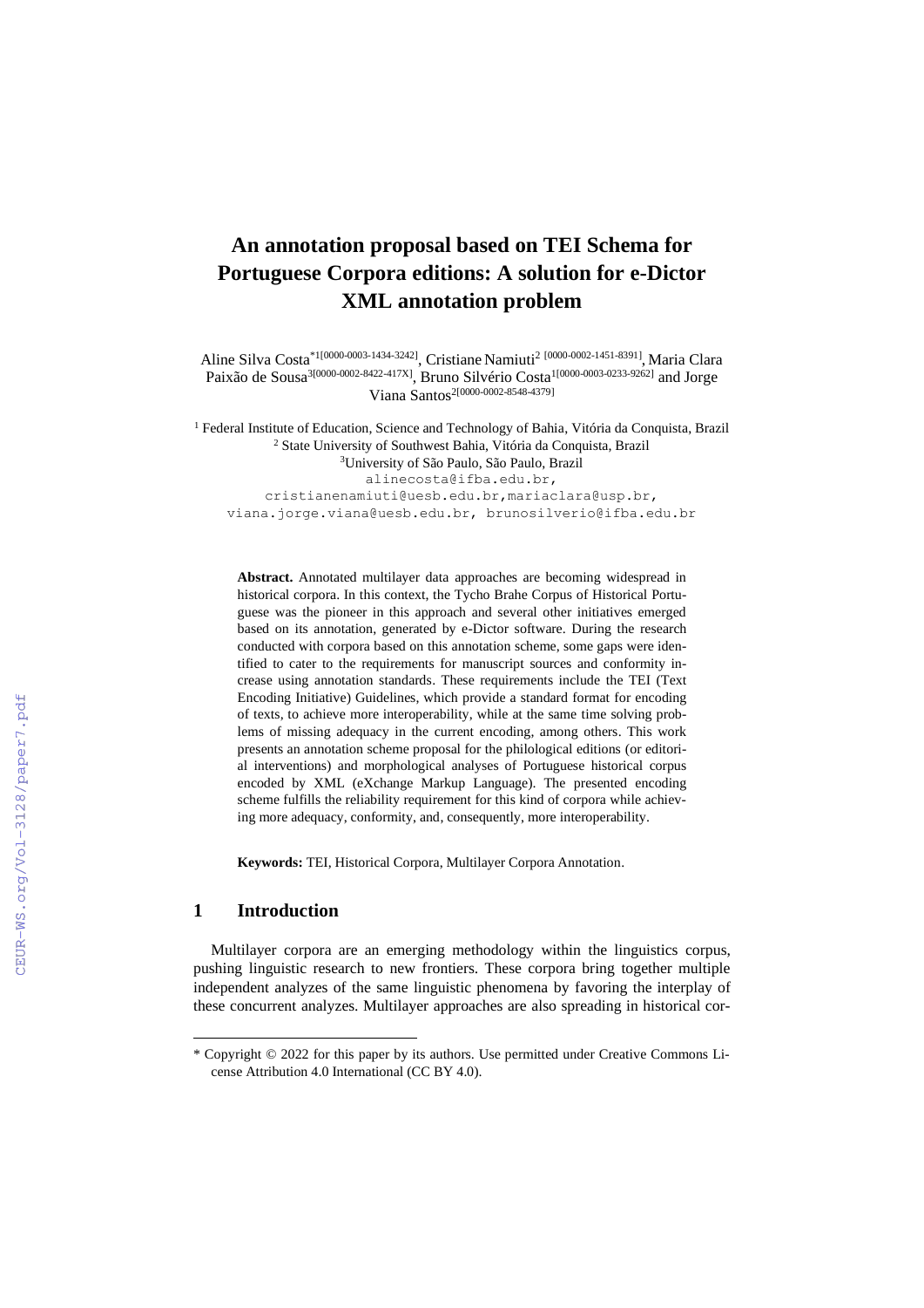# An annotation proposal based on TEI Schema for Portuguese Corpora editions: A solution for e-Dictor XML annotation problem

Aline Silva Costa*[1[0000-0003-1434-3242]], Cristiane Namiuti[2 [0000-0002-1451-8391]], Maria Clara Paixão de Sousa[3[0000-0002-8422-417X]], Bruno Silvério Costa[1[0000-0003-0233-9262]] and Jorge Viana Santos[2[0000-0002-8548-4379]]

[1] Federal Institute of Education, Science and Technology of Bahia, Vitória da Conquista, Brazil
[2] State University of Southwest Bahia, Vitória da Conquista, Brazil
[3]University of São Paulo, São Paulo, Brazil
alinecosta@ifba.edu.br, cristianenamiuti@uesb.edu.br, mariaclara@usp.br, viana.jorge.viana@uesb.edu.br, brunosilverio@ifba.edu.br

**Abstract.** Annotated multilayer data approaches are becoming widespread in historical corpora. In this context, the Tycho Brahe Corpus of Historical Portuguese was the pioneer in this approach and several other initiatives emerged based on its annotation, generated by e-Dictor software. During the research conducted with corpora based on this annotation scheme, some gaps were identified to cater to the requirements for manuscript sources and conformity increase using annotation standards. These requirements include the TEI (Text Encoding Initiative) Guidelines, which provide a standard format for encoding of texts, to achieve more interoperability, while at the same time solving problems of missing adequacy in the current encoding, among others. This work presents an annotation scheme proposal for the philological editions (or editorial interventions) and morphological analyses of Portuguese historical corpus encoded by XML (eXchange Markup Language). The presented encoding scheme fulfills the reliability requirement for this kind of corpora while achieving more adequacy, conformity, and, consequently, more interoperability.

**Keywords:** TEI, Historical Corpora, Multilayer Corpora Annotation.

## 1 Introduction

Multilayer corpora are an emerging methodology within the linguistics corpus, pushing linguistic research to new frontiers. These corpora bring together multiple independent analyzes of the same linguistic phenomena by favoring the interplay of these concurrent analyzes. Multilayer approaches are also spreading in historical cor-

---

\* Copyright © 2022 for this paper by its authors. Use permitted under Creative Commons License Attribution 4.0 International (CC BY 4.0).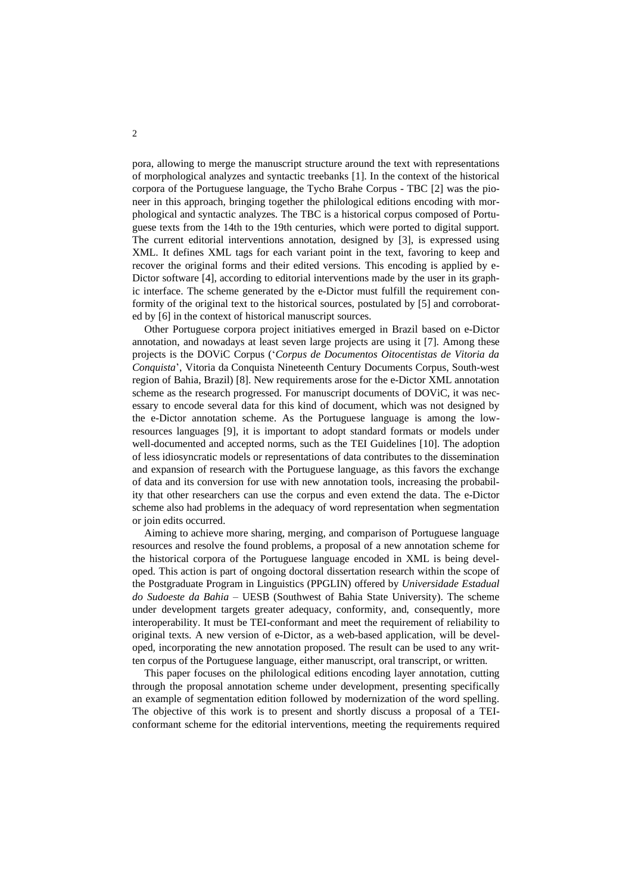pora, allowing to merge the manuscript structure around the text with representations of morphological analyzes and syntactic treebanks [1]. In the context of the historical corpora of the Portuguese language, the Tycho Brahe Corpus - TBC [2] was the pioneer in this approach, bringing together the philological editions encoding with morphological and syntactic analyzes. The TBC is a historical corpus composed of Portuguese texts from the 14th to the 19th centuries, which were ported to digital support. The current editorial interventions annotation, designed by [3], is expressed using XML. It defines XML tags for each variant point in the text, favoring to keep and recover the original forms and their edited versions. This encoding is applied by e-Dictor software [4], according to editorial interventions made by the user in its graphic interface. The scheme generated by the e-Dictor must fulfill the requirement conformity of the original text to the historical sources, postulated by [5] and corroborated by [6] in the context of historical manuscript sources.

Other Portuguese corpora project initiatives emerged in Brazil based on e-Dictor annotation, and nowadays at least seven large projects are using it [7]. Among these projects is the DOViC Corpus ('*Corpus de Documentos Oitocentistas de Vitoria da Conquista*', Vitoria da Conquista Nineteenth Century Documents Corpus, South-west region of Bahia, Brazil) [8]. New requirements arose for the e-Dictor XML annotation scheme as the research progressed. For manuscript documents of DOViC, it was necessary to encode several data for this kind of document, which was not designed by the e-Dictor annotation scheme. As the Portuguese language is among the low-resources languages [9], it is important to adopt standard formats or models under well-documented and accepted norms, such as the TEI Guidelines [10]. The adoption of less idiosyncratic models or representations of data contributes to the dissemination and expansion of research with the Portuguese language, as this favors the exchange of data and its conversion for use with new annotation tools, increasing the probability that other researchers can use the corpus and even extend the data. The e-Dictor scheme also had problems in the adequacy of word representation when segmentation or join edits occurred.

Aiming to achieve more sharing, merging, and comparison of Portuguese language resources and resolve the found problems, a proposal of a new annotation scheme for the historical corpora of the Portuguese language encoded in XML is being developed. This action is part of ongoing doctoral dissertation research within the scope of the Postgraduate Program in Linguistics (PPGLIN) offered by *Universidade Estadual do Sudoeste da Bahia* – UESB (Southwest of Bahia State University). The scheme under development targets greater adequacy, conformity, and, consequently, more interoperability. It must be TEI-conformant and meet the requirement of reliability to original texts. A new version of e-Dictor, as a web-based application, will be developed, incorporating the new annotation proposed. The result can be used to any written corpus of the Portuguese language, either manuscript, oral transcript, or written.

This paper focuses on the philological editions encoding layer annotation, cutting through the proposal annotation scheme under development, presenting specifically an example of segmentation edition followed by modernization of the word spelling. The objective of this work is to present and shortly discuss a proposal of a TEI-conformant scheme for the editorial interventions, meeting the requirements required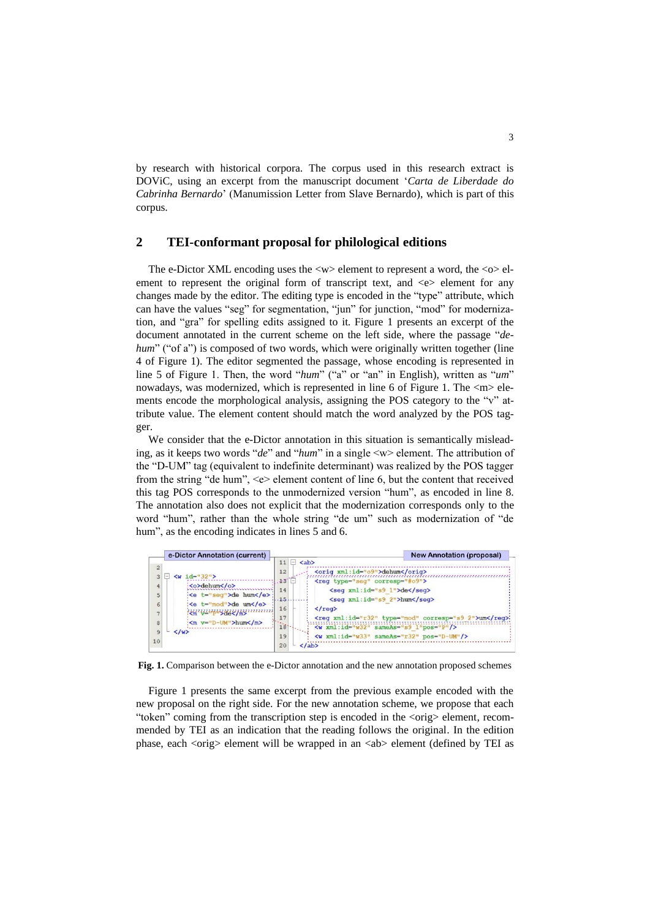by research with historical corpora. The corpus used in this research extract is DOViC, using an excerpt from the manuscript document '*Carta de Liberdade do Cabrinha Bernardo*' (Manumission Letter from Slave Bernardo), which is part of this corpus.

## 2 TEI-conformant proposal for philological editions

The e-Dictor XML encoding uses the <w> element to represent a word, the <o> element to represent the original form of transcript text, and <e> element for any changes made by the editor. The editing type is encoded in the "type" attribute, which can have the values "seg" for segmentation, "jun" for junction, "mod" for modernization, and "gra" for spelling edits assigned to it. Figure 1 presents an excerpt of the document annotated in the current scheme on the left side, where the passage "*dehum*" ("of a") is composed of two words, which were originally written together (line 4 of Figure 1). The editor segmented the passage, whose encoding is represented in line 5 of Figure 1. Then, the word "*hum*" ("a" or "an" in English), written as "*um*" nowadays, was modernized, which is represented in line 6 of Figure 1. The <m> elements encode the morphological analysis, assigning the POS category to the "v" attribute value. The element content should match the word analyzed by the POS tagger.

We consider that the e-Dictor annotation in this situation is semantically misleading, as it keeps two words "*de*" and "*hum*" in a single <w> element. The attribution of the "D-UM" tag (equivalent to indefinite determinant) was realized by the POS tagger from the string "de hum", <e> element content of line 6, but the content that received this tag POS corresponds to the unmodernized version "hum", as encoded in line 8. The annotation also does not explicit that the modernization corresponds only to the word "hum", rather than the whole string "de um" such as modernization of "de hum", as the encoding indicates in lines 5 and 6.

e-Dictor Annotation (current)

```
2
3  <w id="32">
4    <o>dehum</o>
5    <e t="seg">de hum</e>
6    <e t="mod">de um</e>
7    <m v="P">de</m>
8    <m v="D-UM">hum</m>
9  </w>
10
```

New Annotation (proposal)

```
11 <ab>
12   <orig xml:id="o9">dehum</orig>
13   <reg type="seg" corresp="#o9">
14     <seg xml:id="s9_1">de</seg>
15     <seg xml:id="s9_2">hum</seg>
16   </reg>
17   <reg xml:id="r32" type="mod" corresp="s9_2">um</reg>
18   <w xml:id="w32" sameAs="s9_1"pos="P"/>
19   <w xml:id="w33" sameAs="r32" pos="D-UM"/>
20 </ab>
```

**Fig. 1.** Comparison between the e-Dictor annotation and the new annotation proposed schemes

Figure 1 presents the same excerpt from the previous example encoded with the new proposal on the right side. For the new annotation scheme, we propose that each "token" coming from the transcription step is encoded in the <orig> element, recommended by TEI as an indication that the reading follows the original. In the edition phase, each <orig> element will be wrapped in an <ab> element (defined by TEI as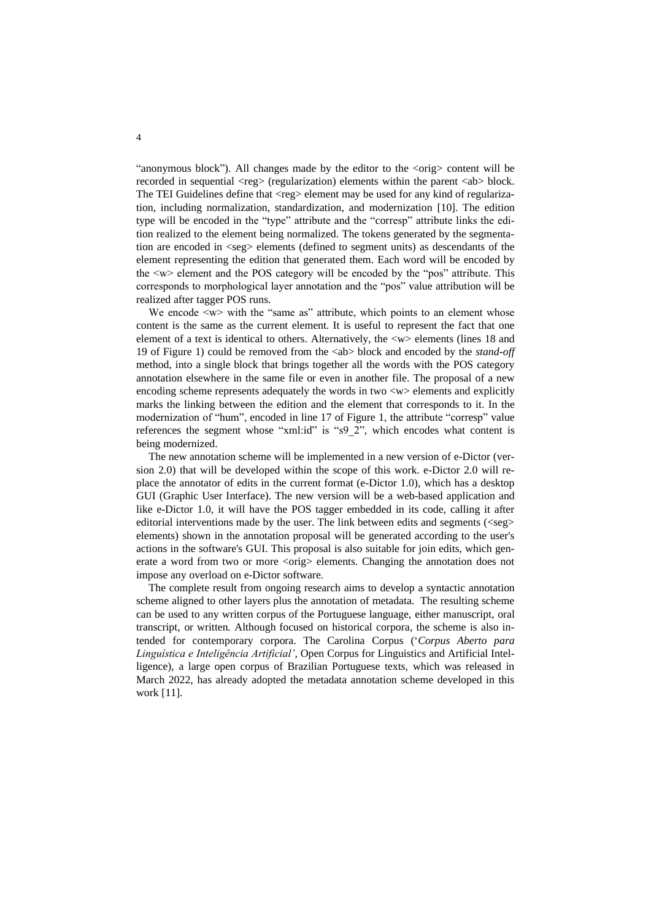"anonymous block"). All changes made by the editor to the <orig> content will be recorded in sequential <reg> (regularization) elements within the parent <ab> block. The TEI Guidelines define that <reg> element may be used for any kind of regularization, including normalization, standardization, and modernization [10]. The edition type will be encoded in the "type" attribute and the "corresp" attribute links the edition realized to the element being normalized. The tokens generated by the segmentation are encoded in <seg> elements (defined to segment units) as descendants of the element representing the edition that generated them. Each word will be encoded by the <w> element and the POS category will be encoded by the "pos" attribute. This corresponds to morphological layer annotation and the "pos" value attribution will be realized after tagger POS runs.

We encode <w> with the "same as" attribute, which points to an element whose content is the same as the current element. It is useful to represent the fact that one element of a text is identical to others. Alternatively, the <w> elements (lines 18 and 19 of Figure 1) could be removed from the <ab> block and encoded by the *stand-off* method, into a single block that brings together all the words with the POS category annotation elsewhere in the same file or even in another file. The proposal of a new encoding scheme represents adequately the words in two <w> elements and explicitly marks the linking between the edition and the element that corresponds to it. In the modernization of "hum", encoded in line 17 of Figure 1, the attribute "corresp" value references the segment whose "xml:id" is "s9_2", which encodes what content is being modernized.

The new annotation scheme will be implemented in a new version of e-Dictor (version 2.0) that will be developed within the scope of this work. e-Dictor 2.0 will replace the annotator of edits in the current format (e-Dictor 1.0), which has a desktop GUI (Graphic User Interface). The new version will be a web-based application and like e-Dictor 1.0, it will have the POS tagger embedded in its code, calling it after editorial interventions made by the user. The link between edits and segments (<seg> elements) shown in the annotation proposal will be generated according to the user's actions in the software's GUI. This proposal is also suitable for join edits, which generate a word from two or more <orig> elements. Changing the annotation does not impose any overload on e-Dictor software.

The complete result from ongoing research aims to develop a syntactic annotation scheme aligned to other layers plus the annotation of metadata. The resulting scheme can be used to any written corpus of the Portuguese language, either manuscript, oral transcript, or written. Although focused on historical corpora, the scheme is also intended for contemporary corpora. The Carolina Corpus ('*Corpus Aberto para Linguística e Inteligência Artificial'*, Open Corpus for Linguistics and Artificial Intelligence), a large open corpus of Brazilian Portuguese texts, which was released in March 2022, has already adopted the metadata annotation scheme developed in this work [11].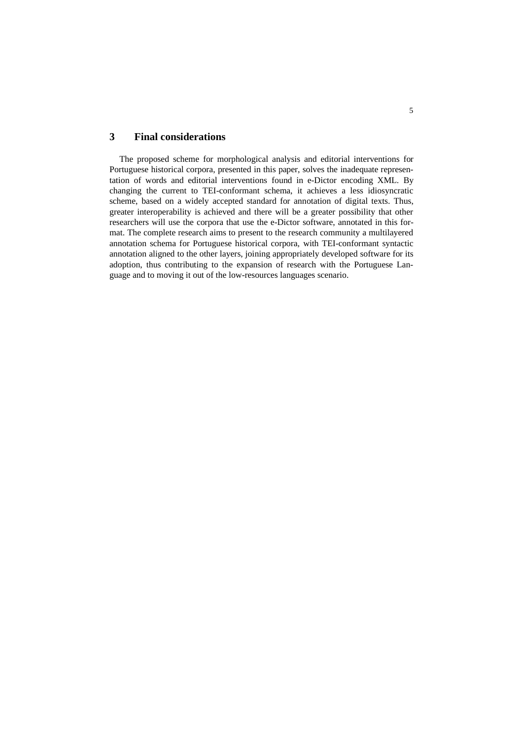## 3 Final considerations

The proposed scheme for morphological analysis and editorial interventions for Portuguese historical corpora, presented in this paper, solves the inadequate representation of words and editorial interventions found in e-Dictor encoding XML. By changing the current to TEI-conformant schema, it achieves a less idiosyncratic scheme, based on a widely accepted standard for annotation of digital texts. Thus, greater interoperability is achieved and there will be a greater possibility that other researchers will use the corpora that use the e-Dictor software, annotated in this format. The complete research aims to present to the research community a multilayered annotation schema for Portuguese historical corpora, with TEI-conformant syntactic annotation aligned to the other layers, joining appropriately developed software for its adoption, thus contributing to the expansion of research with the Portuguese Language and to moving it out of the low-resources languages scenario.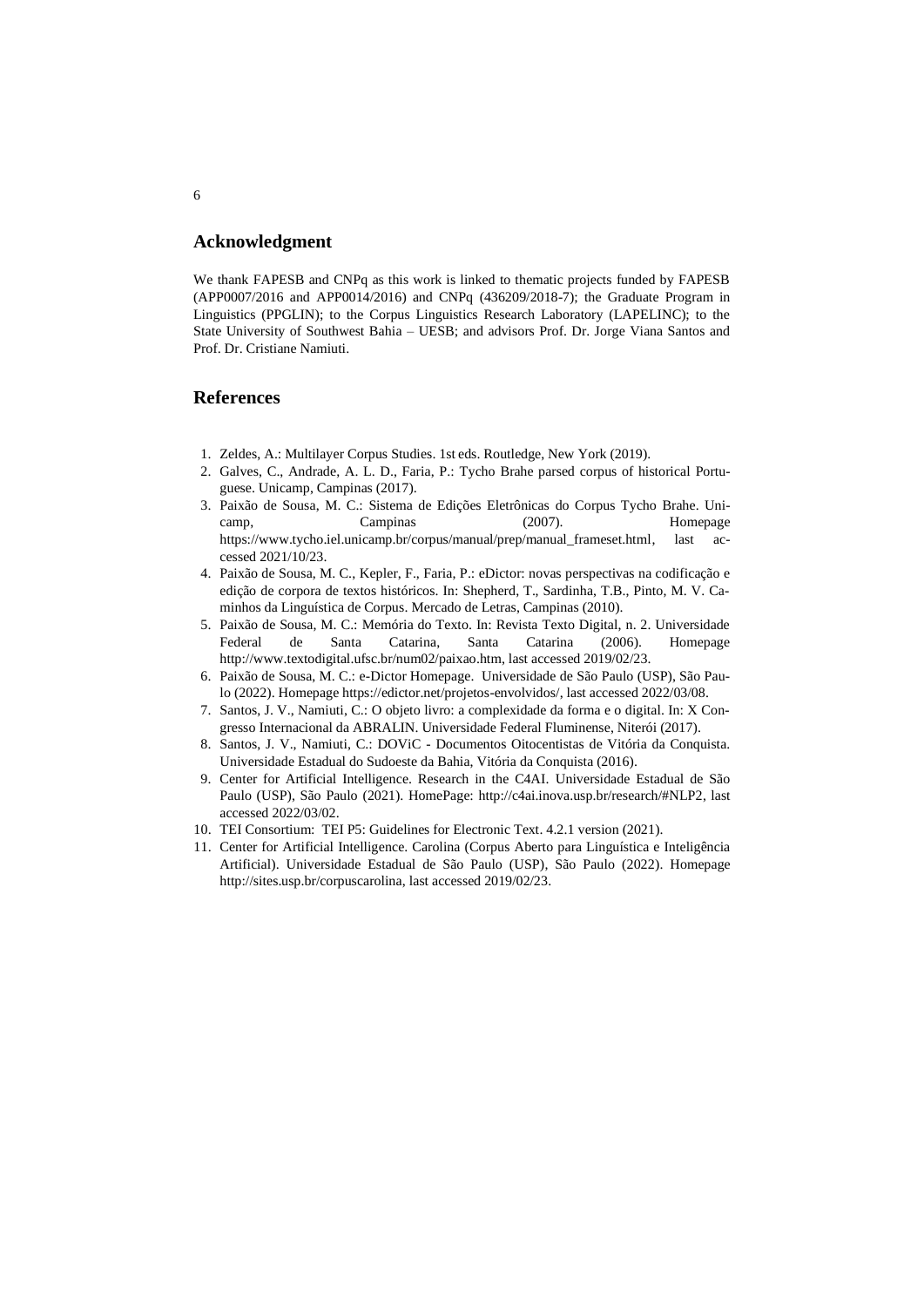## Acknowledgment

We thank FAPESB and CNPq as this work is linked to thematic projects funded by FAPESB (APP0007/2016 and APP0014/2016) and CNPq (436209/2018-7); the Graduate Program in Linguistics (PPGLIN); to the Corpus Linguistics Research Laboratory (LAPELINC); to the State University of Southwest Bahia – UESB; and advisors Prof. Dr. Jorge Viana Santos and Prof. Dr. Cristiane Namiuti.

## References

1. Zeldes, A.: Multilayer Corpus Studies. 1st eds. Routledge, New York (2019).
2. Galves, C., Andrade, A. L. D., Faria, P.: Tycho Brahe parsed corpus of historical Portuguese. Unicamp, Campinas (2017).
3. Paixão de Sousa, M. C.: Sistema de Edições Eletrônicas do Corpus Tycho Brahe. Unicamp, Campinas (2007). Homepage https://www.tycho.iel.unicamp.br/corpus/manual/prep/manual_frameset.html, last accessed 2021/10/23.
4. Paixão de Sousa, M. C., Kepler, F., Faria, P.: eDictor: novas perspectivas na codificação e edição de corpora de textos históricos. In: Shepherd, T., Sardinha, T.B., Pinto, M. V. Caminhos da Linguística de Corpus. Mercado de Letras, Campinas (2010).
5. Paixão de Sousa, M. C.: Memória do Texto. In: Revista Texto Digital, n. 2. Universidade Federal de Santa Catarina, Santa Catarina (2006). Homepage http://www.textodigital.ufsc.br/num02/paixao.htm, last accessed 2019/02/23.
6. Paixão de Sousa, M. C.: e-Dictor Homepage. Universidade de São Paulo (USP), São Paulo (2022). Homepage https://edictor.net/projetos-envolvidos/, last accessed 2022/03/08.
7. Santos, J. V., Namiuti, C.: O objeto livro: a complexidade da forma e o digital. In: X Congresso Internacional da ABRALIN. Universidade Federal Fluminense, Niterói (2017).
8. Santos, J. V., Namiuti, C.: DOViC - Documentos Oitocentistas de Vitória da Conquista. Universidade Estadual do Sudoeste da Bahia, Vitória da Conquista (2016).
9. Center for Artificial Intelligence. Research in the C4AI. Universidade Estadual de São Paulo (USP), São Paulo (2021). HomePage: http://c4ai.inova.usp.br/research/#NLP2, last accessed 2022/03/02.
10. TEI Consortium: TEI P5: Guidelines for Electronic Text. 4.2.1 version (2021).
11. Center for Artificial Intelligence. Carolina (Corpus Aberto para Linguística e Inteligência Artificial). Universidade Estadual de São Paulo (USP), São Paulo (2022). Homepage http://sites.usp.br/corpuscarolina, last accessed 2019/02/23.